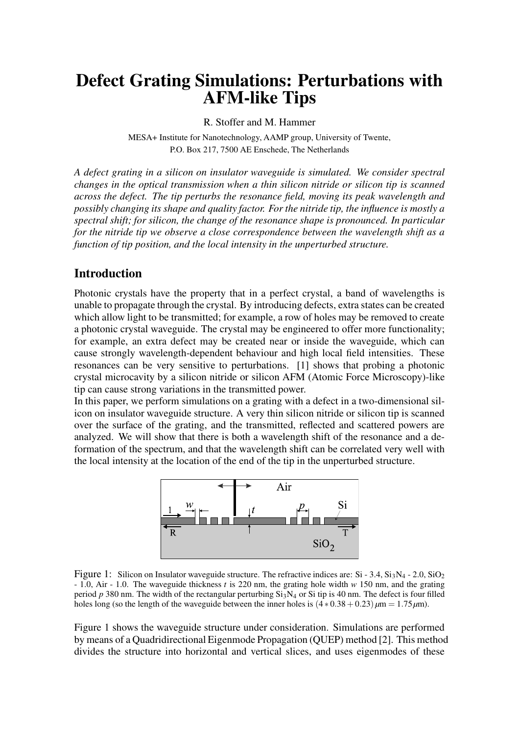#  Defect Grating Simulations: Perturbations with AFM-like Tips

R. Stoffer and M. Hammer

MESA+ Institute for Nanotechnology, AAMP group, University of Twente, P.O. Box 217, 7500 AE Enschede, The Netherlands

*A defect grating in a silicon on insulator waveguide is simulated. We consider spectral changes in the optical transmission when a thin silicon nitride or silicon tip is scanned across the defect. The tip perturbs the resonance field, moving its peak wavelength and possibly changing its shape and quality factor. For the nitride tip, the influence is mostly a spectral shift; for silicon, the change of the resonance shape is pronounced. In particular for the nitride tip we observe a close correspondence between the wavelength shift as a function of tip position, and the local intensity in the unperturbed structure.*

## Introduction

Photonic crystals have the property that in a perfect crystal, a band of wavelengths is unable to propagate through the crystal. By introducing defects, extra states can be created which allow light to be transmitted; for example, a row of holes may be removed to create a photonic crystal waveguide. The crystal may be engineered to offer more functionality; for example, an extra defect may be created near or inside the waveguide, which can cause strongly wavelength-dependent behaviour and high local field intensities. These resonances can be very sensitive to perturbations. [1] shows that probing a photonic crystal microcavity by a silicon nitride or silicon AFM (Atomic Force Microscopy)-like tip can cause strong variations in the transmitted power.

In this paper, we perform simulations on a grating with a defect in a two-dimensional silicon on insulator waveguide structure. A very thin silicon nitride or silicon tip is scanned over the surface of the grating, and the transmitted, reflected and scattered powers are analyzed. We will show that there is both a wavelength shift of the resonance and a deformation of the spectrum, and that the wavelength shift can be correlated very well with the local intensity at the location of the end of the tip in the unperturbed structure.

Figure 1: Silicon on Insulator waveguide structure. The refractive indices are: Si - 3.4, $Si_3N_4$ - 2.0, $SiO_2$ - 1.0, Air - 1.0. The waveguide thickness $t$ is 220 nm, the grating hole width $w$ 150 nm, and the grating period $p$ 380 nm. The width of the rectangular perturbing $Si_3N_4$ or Si tip is 40 nm. The defect is four filled holes long (so the length of the waveguide between the inner holes is $(4 * 0.38 + 0.23)\,\mu\text{m} = 1.75\,\mu\text{m}$).

Figure 1 shows the waveguide structure under consideration. Simulations are performed by means of a Quadridirectional Eigenmode Propagation (QUEP) method [2]. This method divides the structure into horizontal and vertical slices, and uses eigenmodes of these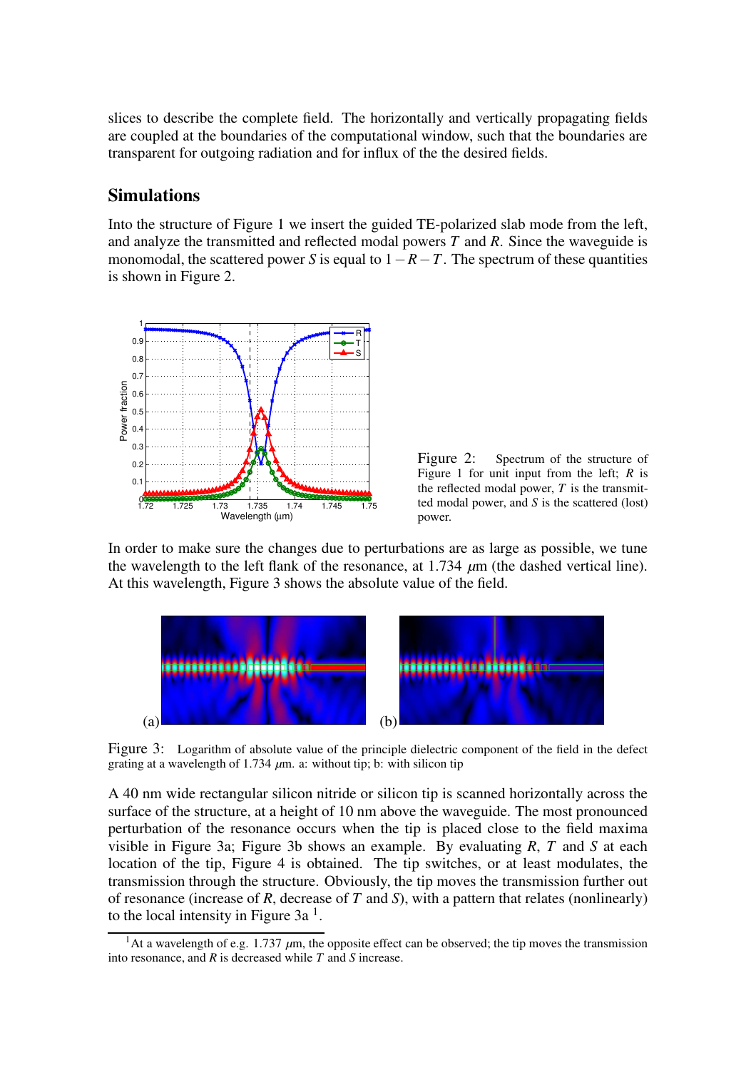slices to describe the complete field. The horizontally and vertically propagating fields are coupled at the boundaries of the computational window, such that the boundaries are transparent for outgoing radiation and for influx of the the desired fields.

## Simulations

Into the structure of Figure 1 we insert the guided TE-polarized slab mode from the left, and analyze the transmitted and reflected modal powers $T$ and $R$. Since the waveguide is monomodal, the scattered power $S$ is equal to $1-R-T$. The spectrum of these quantities is shown in Figure 2.

Figure 2: Spectrum of the structure of Figure 1 for unit input from the left; $R$ is the reflected modal power, $T$ is the transmitted modal power, and $S$ is the scattered (lost) power.

In order to make sure the changes due to perturbations are as large as possible, we tune the wavelength to the left flank of the resonance, at 1.734 $\mu$m (the dashed vertical line). At this wavelength, Figure 3 shows the absolute value of the field.

Figure 3: Logarithm of absolute value of the principle dielectric component of the field in the defect grating at a wavelength of 1.734 $\mu$m. a: without tip; b: with silicon tip

A 40 nm wide rectangular silicon nitride or silicon tip is scanned horizontally across the surface of the structure, at a height of 10 nm above the waveguide. The most pronounced perturbation of the resonance occurs when the tip is placed close to the field maxima visible in Figure 3a; Figure 3b shows an example. By evaluating $R$, $T$ and $S$ at each location of the tip, Figure 4 is obtained. The tip switches, or at least modulates, the transmission through the structure. Obviously, the tip moves the transmission further out of resonance (increase of $R$, decrease of $T$ and $S$), with a pattern that relates (nonlinearly) to the local intensity in Figure 3a [1].

[1] At a wavelength of e.g. 1.737 $\mu$m, the opposite effect can be observed; the tip moves the transmission into resonance, and $R$ is decreased while $T$ and $S$ increase.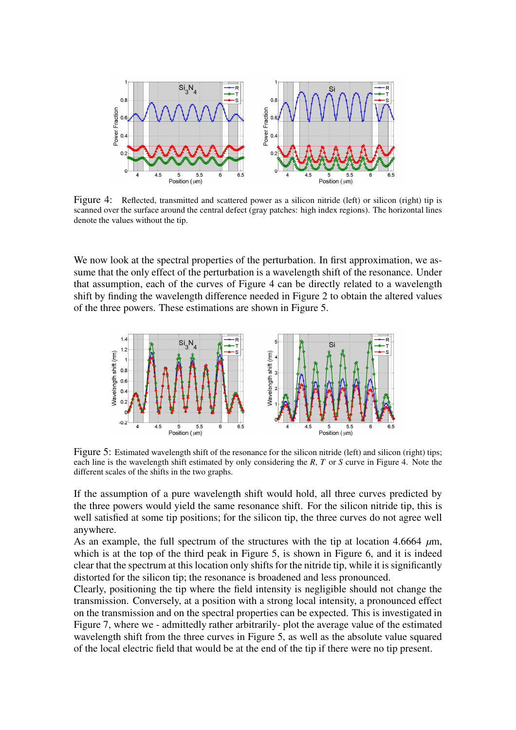Figure 4: Reflected, transmitted and scattered power as a silicon nitride (left) or silicon (right) tip is scanned over the surface around the central defect (gray patches: high index regions). The horizontal lines denote the values without the tip.

We now look at the spectral properties of the perturbation. In first approximation, we assume that the only effect of the perturbation is a wavelength shift of the resonance. Under that assumption, each of the curves of Figure 4 can be directly related to a wavelength shift by finding the wavelength difference needed in Figure 2 to obtain the altered values of the three powers. These estimations are shown in Figure 5.

Figure 5: Estimated wavelength shift of the resonance for the silicon nitride (left) and silicon (right) tips; each line is the wavelength shift estimated by only considering the $R$, $T$ or $S$ curve in Figure 4. Note the different scales of the shifts in the two graphs.

If the assumption of a pure wavelength shift would hold, all three curves predicted by the three powers would yield the same resonance shift. For the silicon nitride tip, this is well satisfied at some tip positions; for the silicon tip, the three curves do not agree well anywhere.

As an example, the full spectrum of the structures with the tip at location 4.6664 $\mu$m, which is at the top of the third peak in Figure 5, is shown in Figure 6, and it is indeed clear that the spectrum at this location only shifts for the nitride tip, while it is significantly distorted for the silicon tip; the resonance is broadened and less pronounced.

Clearly, positioning the tip where the field intensity is negligible should not change the transmission. Conversely, at a position with a strong local intensity, a pronounced effect on the transmission and on the spectral properties can be expected. This is investigated in Figure 7, where we - admittedly rather arbitrarily- plot the average value of the estimated wavelength shift from the three curves in Figure 5, as well as the absolute value squared of the local electric field that would be at the end of the tip if there were no tip present.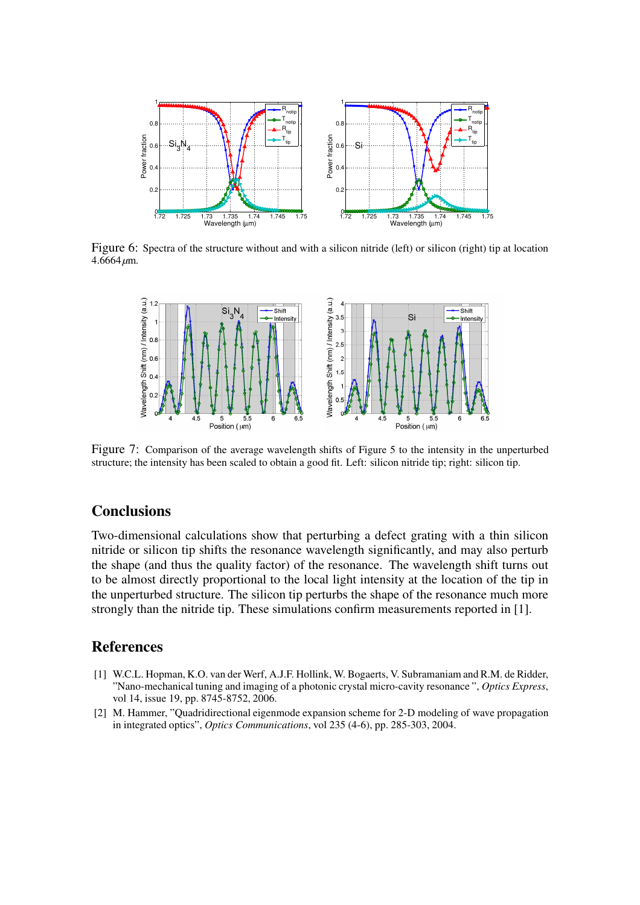Power fraction

$Si_3N_4$

$R_{notip}$
$T_{notip}$
$R_{tip}$
$T_{tip}$

Wavelength (μm)

1.72 1.725 1.73 1.735 1.74 1.745 1.75

0 0.2 0.4 0.6 0.8 1

Power fraction

Si

$R_{notip}$
$T_{notip}$
$R_{tip}$
$T_{tip}$

Wavelength (μm)

1.72 1.725 1.73 1.735 1.74 1.745 1.75

0 0.2 0.4 0.6 0.8 1

Figure 6: Spectra of the structure without and with a silicon nitride (left) or silicon (right) tip at location 4.6664 μm.

Wavelength Shift (nm) / Intensity (a.u.)

$Si_3N_4$

Shift
Intensity

Position (μm)

4 4.5 5 5.5 6 6.5

0 0.2 0.4 0.6 0.8 1 1.2

Wavelength Shift (nm) / Intensity (a.u.)

Si

Shift
Intensity

Position (μm)

4 4.5 5 5.5 6 6.5

0 0.5 1 1.5 2 2.5 3 3.5 4

Figure 7: Comparison of the average wavelength shifts of Figure 5 to the intensity in the unperturbed structure; the intensity has been scaled to obtain a good fit. Left: silicon nitride tip; right: silicon tip.

## Conclusions

Two-dimensional calculations show that perturbing a defect grating with a thin silicon nitride or silicon tip shifts the resonance wavelength significantly, and may also perturb the shape (and thus the quality factor) of the resonance. The wavelength shift turns out to be almost directly proportional to the local light intensity at the location of the tip in the unperturbed structure. The silicon tip perturbs the shape of the resonance much more strongly than the nitride tip. These simulations confirm measurements reported in [1].

## References

[1] W.C.L. Hopman, K.O. van der Werf, A.J.F. Hollink, W. Bogaerts, V. Subramaniam and R.M. de Ridder, "Nano-mechanical tuning and imaging of a photonic crystal micro-cavity resonance", *Optics Express*, vol 14, issue 19, pp. 8745-8752, 2006.

[2] M. Hammer, "Quadridirectional eigenmode expansion scheme for 2-D modeling of wave propagation in integrated optics", *Optics Communications*, vol 235 (4-6), pp. 285-303, 2004.